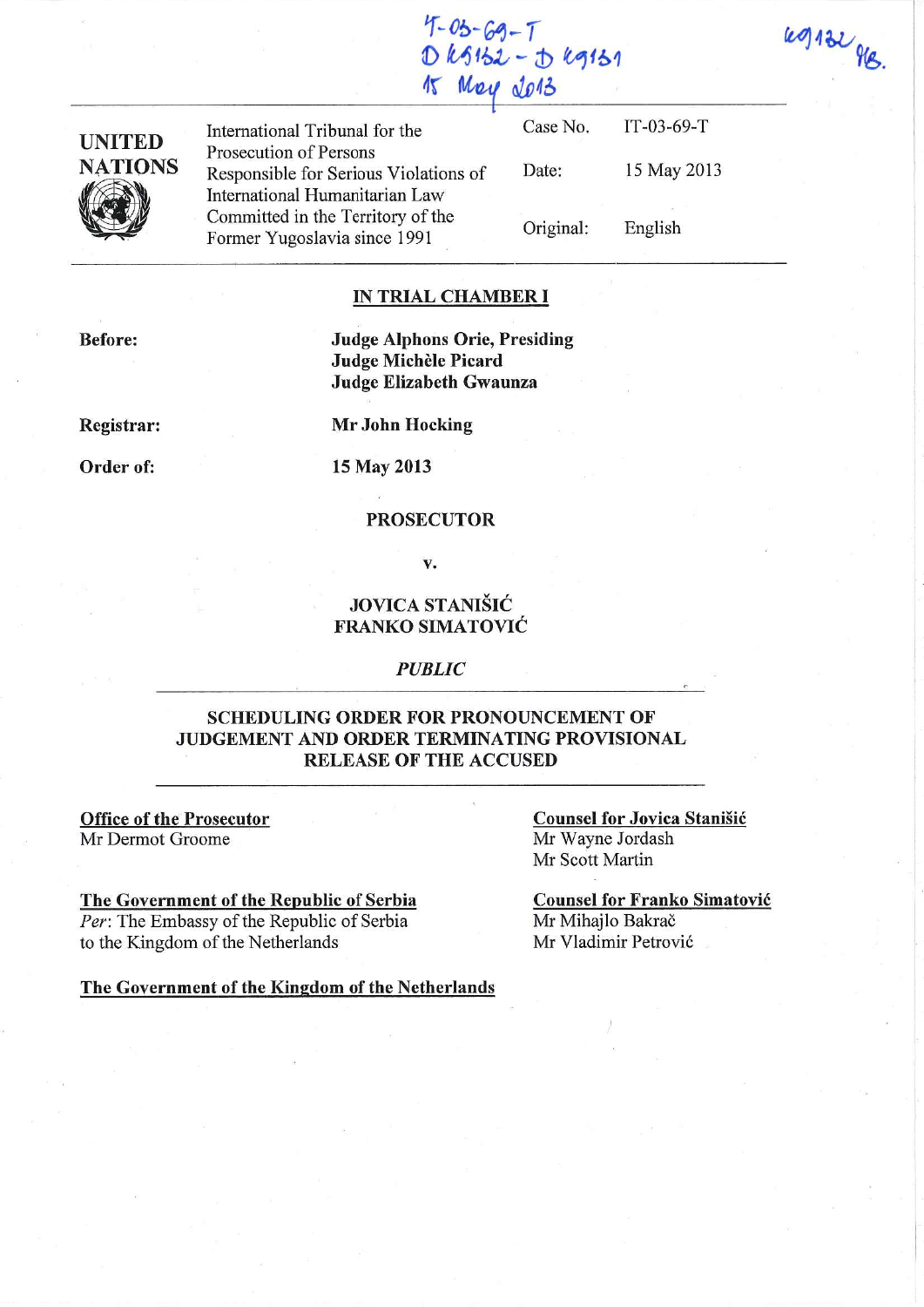IT-03-69-T
D 69132 - D 69131
15 May 2013

69132 MB.

| UNITED NATIONS | International Tribunal for the Prosecution of Persons Responsible for Serious Violations of International Humanitarian Law Committed in the Territory of the Former Yugoslavia since 1991 | Case No. | IT-03-69-T |
|---|---|---|---|
| | | Date: | 15 May 2013 |
| | | Original: | English |

**IN TRIAL CHAMBER I**

**Before:** **Judge Alphons Orie, Presiding**
**Judge Michèle Picard**
**Judge Elizabeth Gwaunza**

**Registrar:** **Mr John Hocking**

**Order of:** **15 May 2013**

**PROSECUTOR**

**v.**

**JOVICA STANIŠIĆ**
**FRANKO SIMATOVIĆ**

***PUBLIC***

**SCHEDULING ORDER FOR PRONOUNCEMENT OF JUDGEMENT AND ORDER TERMINATING PROVISIONAL RELEASE OF THE ACCUSED**

**Office of the Prosecutor**
Mr Dermot Groome

**Counsel for Jovica Stanišić**
Mr Wayne Jordash
Mr Scott Martin

**The Government of the Republic of Serbia**
*Per*: The Embassy of the Republic of Serbia to the Kingdom of the Netherlands

**Counsel for Franko Simatović**
Mr Mihajlo Bakrač
Mr Vladimir Petrović

**The Government of the Kingdom of the Netherlands**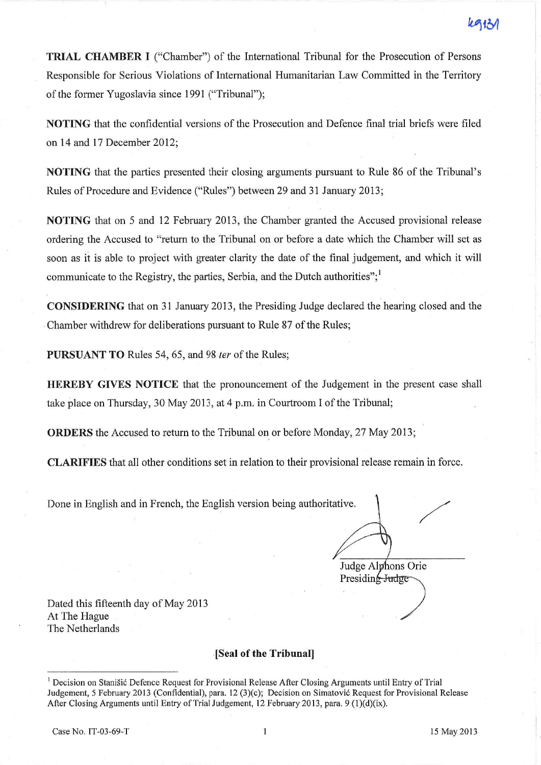**TRIAL CHAMBER I** ("Chamber") of the International Tribunal for the Prosecution of Persons Responsible for Serious Violations of International Humanitarian Law Committed in the Territory of the former Yugoslavia since 1991 ("Tribunal");

**NOTING** that the confidential versions of the Prosecution and Defence final trial briefs were filed on 14 and 17 December 2012;

**NOTING** that the parties presented their closing arguments pursuant to Rule 86 of the Tribunal's Rules of Procedure and Evidence ("Rules") between 29 and 31 January 2013;

**NOTING** that on 5 and 12 February 2013, the Chamber granted the Accused provisional release ordering the Accused to "return to the Tribunal on or before a date which the Chamber will set as soon as it is able to project with greater clarity the date of the final judgement, and which it will communicate to the Registry, the parties, Serbia, and the Dutch authorities";[1]

**CONSIDERING** that on 31 January 2013, the Presiding Judge declared the hearing closed and the Chamber withdrew for deliberations pursuant to Rule 87 of the Rules;

**PURSUANT TO** Rules 54, 65, and 98 *ter* of the Rules;

**HEREBY GIVES NOTICE** that the pronouncement of the Judgement in the present case shall take place on Thursday, 30 May 2013, at 4 p.m. in Courtroom I of the Tribunal;

**ORDERS** the Accused to return to the Tribunal on or before Monday, 27 May 2013;

**CLARIFIES** that all other conditions set in relation to their provisional release remain in force.

Done in English and in French, the English version being authoritative.

Judge Alphons Orie
Presiding Judge

Dated this fifteenth day of May 2013
At The Hague
The Netherlands

**[Seal of the Tribunal]**

[1] Decision on Stanišić Defence Request for Provisional Release After Closing Arguments until Entry of Trial Judgement, 5 February 2013 (Confidential), para. 12 (3)(c); Decision on Simatović Request for Provisional Release After Closing Arguments until Entry of Trial Judgement, 12 February 2013, para. 9 (1)(d)(ix).